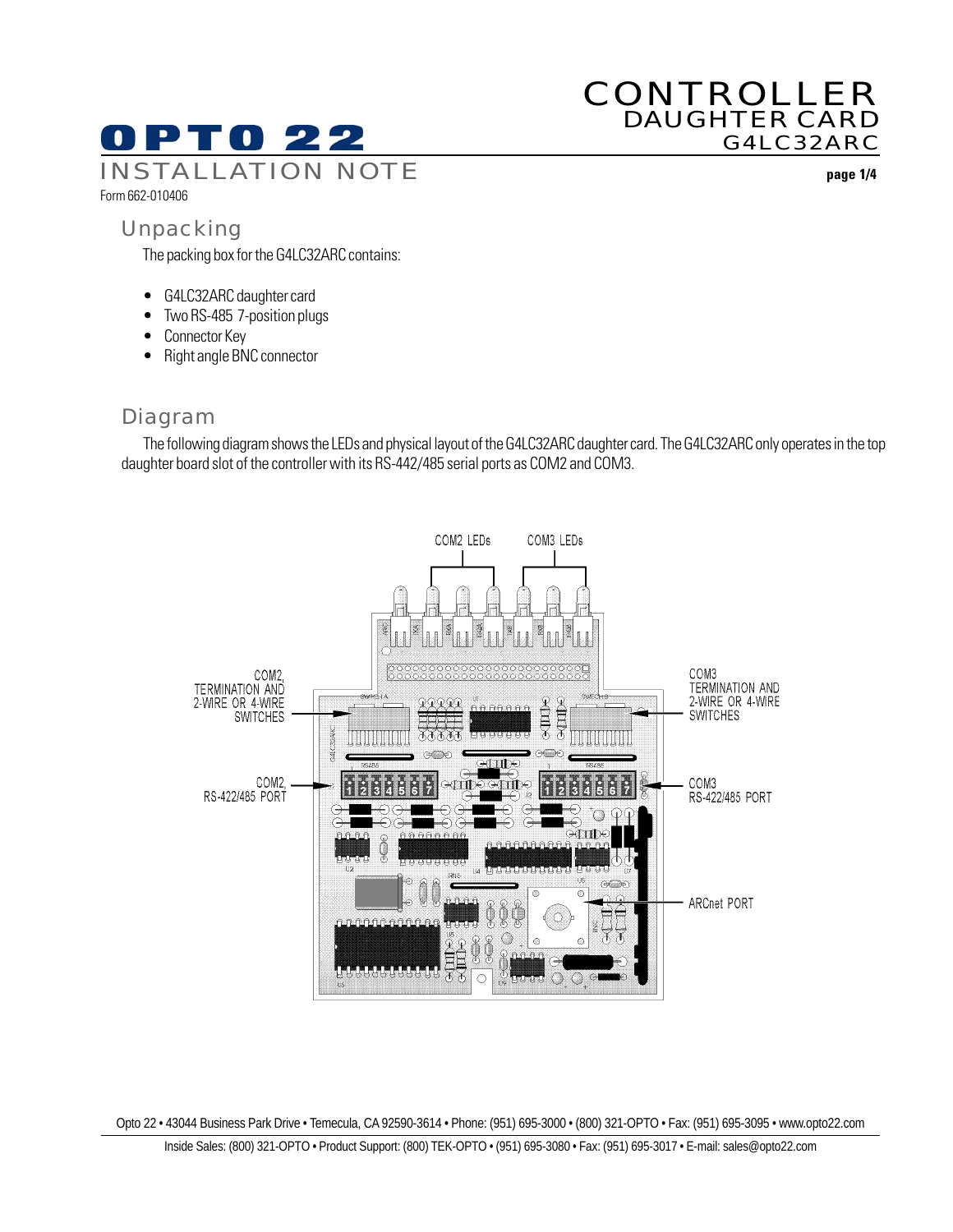# CONTROLLER DAUGHTER CARD G4LC32ARC

**OPTO 22**

INSTALLATION NOTE

Form 662-010406

## Unpacking

The packing box for the G4LC32ARC contains:

- G4LC32ARC daughter card
- Two RS-485 7-position plugs
- Connector Key
- Right angle BNC connector

## Diagram

The following diagram shows the LEDs and physical layout of the G4LC32ARC daughter card. The G4LC32ARC only operates in the top daughter board slot of the controller with its RS-442/485 serial ports as COM2 and COM3.

COM2 LEDs

COM3 LEDs

COM2, TERMINATION AND 2-WIRE OR 4-WIRE SWITCHES

COM3 TERMINATION AND 2-WIRE OR 4-WIRE SWITCHES

COM2, RS-422/485 PORT

COM3 RS-422/485 PORT

ARCnet PORT

Opto 22 • 43044 Business Park Drive • Temecula, CA 92590-3614 • Phone: (951) 695-3000 • (800) 321-OPTO • Fax: (951) 695-3095 • www.opto22.com

Inside Sales: (800) 321-OPTO • Product Support: (800) TEK-OPTO • (951) 695-3080 • Fax: (951) 695-3017 • E-mail: sales@opto22.com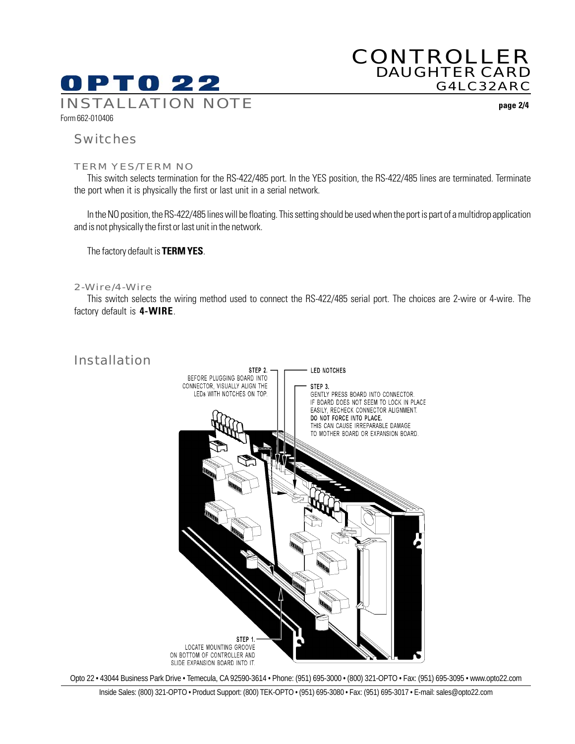## Switches

### TERM YES/TERM NO

This switch selects termination for the RS-422/485 port. In the YES position, the RS-422/485 lines are terminated. Terminate the port when it is physically the first or last unit in a serial network.

In the NO position, the RS-422/485 lines will be floating. This setting should be used when the port is part of a multidrop application and is not physically the first or last unit in the network.

The factory default is **TERM YES**.

### 2-Wire/4-Wire

This switch selects the wiring method used to connect the RS-422/485 serial port. The choices are 2-wire or 4-wire. The factory default is **4-WIRE**.

## Installation

**STEP 1.** LOCATE MOUNTING GROOVE ON BOTTOM OF CONTROLLER AND SLIDE EXPANSION BOARD INTO IT.

**STEP 2.** BEFORE PLUGGING BOARD INTO CONNECTOR, VISUALLY ALIGN THE LEDs WITH NOTCHES ON TOP.

**LED NOTCHES**

**STEP 3.** GENTLY PRESS BOARD INTO CONNECTOR. IF BOARD DOES NOT SEEM TO LOCK IN PLACE EASILY, RECHECK CONNECTOR ALIGNMENT. **DO NOT FORCE INTO PLACE.** THIS CAN CAUSE IRREPARABLE DAMAGE TO MOTHER BOARD OR EXPANSION BOARD.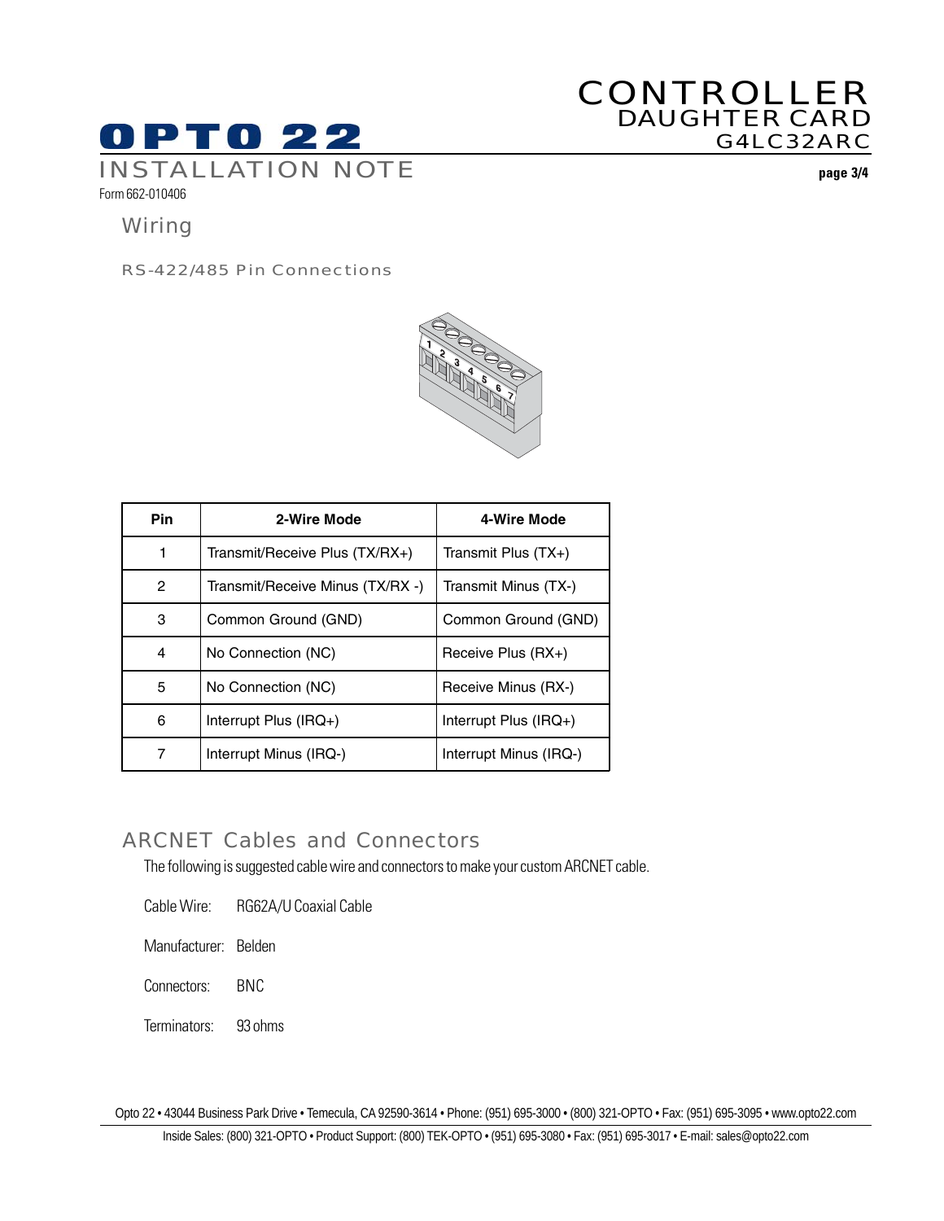## Wiring

### RS-422/485 Pin Connections

| Pin | 2-Wire Mode | 4-Wire Mode |
|---|---|---|
| 1 | Transmit/Receive Plus (TX/RX+) | Transmit Plus (TX+) |
| 2 | Transmit/Receive Minus (TX/RX -) | Transmit Minus (TX-) |
| 3 | Common Ground (GND) | Common Ground (GND) |
| 4 | No Connection (NC) | Receive Plus (RX+) |
| 5 | No Connection (NC) | Receive Minus (RX-) |
| 6 | Interrupt Plus (IRQ+) | Interrupt Plus (IRQ+) |
| 7 | Interrupt Minus (IRQ-) | Interrupt Minus (IRQ-) |

## ARCNET Cables and Connectors

The following is suggested cable wire and connectors to make your custom ARCNET cable.

Cable Wire: RG62A/U Coaxial Cable

Manufacturer: Belden

Connectors: BNC

Terminators: 93 ohms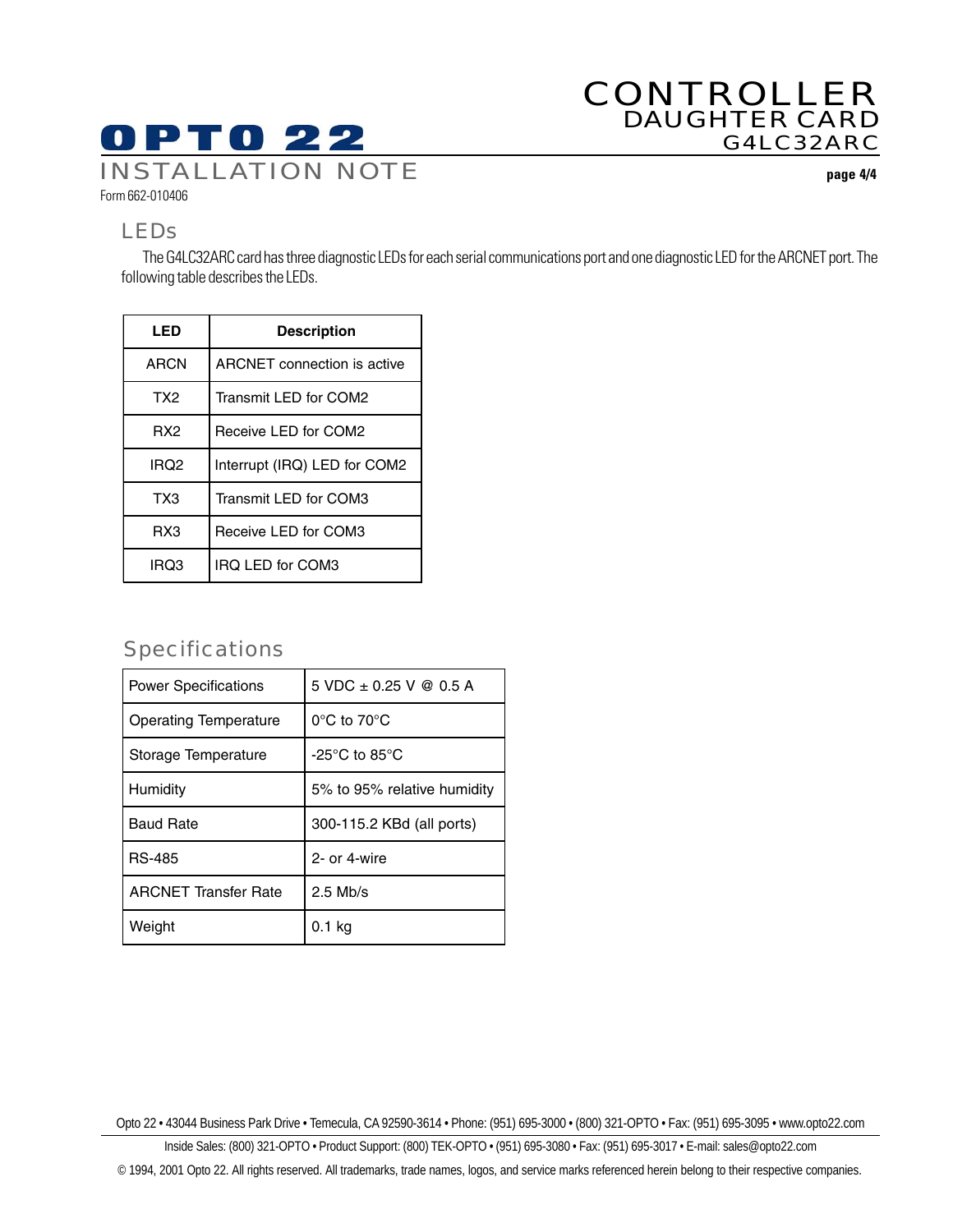## LEDs

The G4LC32ARC card has three diagnostic LEDs for each serial communications port and one diagnostic LED for the ARCNET port. The following table describes the LEDs.

| LED | Description |
|---|---|
| ARCN | ARCNET connection is active |
| TX2 | Transmit LED for COM2 |
| RX2 | Receive LED for COM2 |
| IRQ2 | Interrupt (IRQ) LED for COM2 |
| TX3 | Transmit LED for COM3 |
| RX3 | Receive LED for COM3 |
| IRQ3 | IRQ LED for COM3 |

## Specifications

| | |
|---|---|
| Power Specifications | 5 VDC ± 0.25 V @ 0.5 A |
| Operating Temperature | 0°C to 70°C |
| Storage Temperature | -25°C to 85°C |
| Humidity | 5% to 95% relative humidity |
| Baud Rate | 300-115.2 KBd (all ports) |
| RS-485 | 2- or 4-wire |
| ARCNET Transfer Rate | 2.5 Mb/s |
| Weight | 0.1 kg |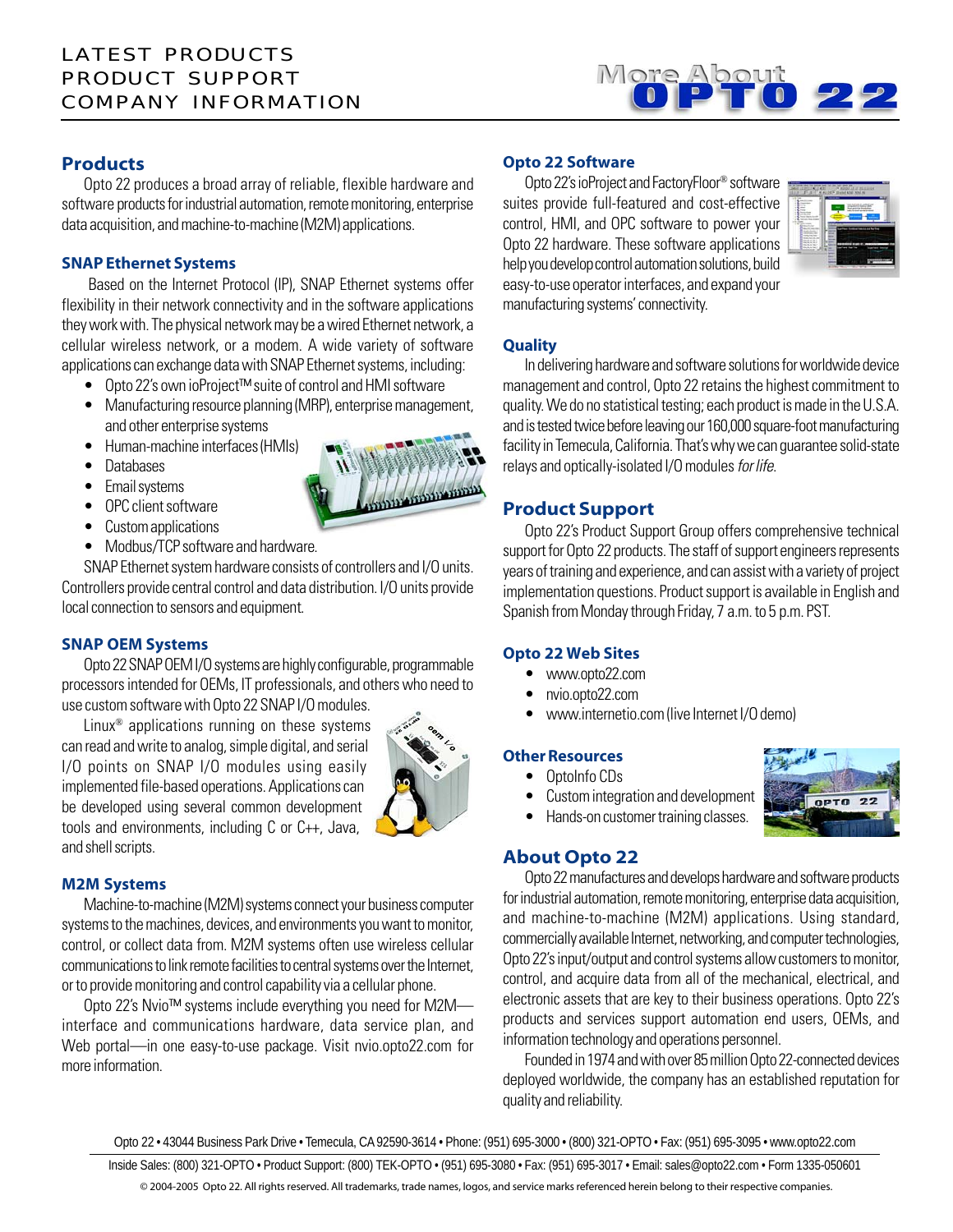LATEST PRODUCTS
PRODUCT SUPPORT
COMPANY INFORMATION

More About OPTO 22

## Products

Opto 22 produces a broad array of reliable, flexible hardware and software products for industrial automation, remote monitoring, enterprise data acquisition, and machine-to-machine (M2M) applications.

### SNAP Ethernet Systems

Based on the Internet Protocol (IP), SNAP Ethernet systems offer flexibility in their network connectivity and in the software applications they work with. The physical network may be a wired Ethernet network, a cellular wireless network, or a modem. A wide variety of software applications can exchange data with SNAP Ethernet systems, including:

- Opto 22's own ioProject™ suite of control and HMI software
- Manufacturing resource planning (MRP), enterprise management, and other enterprise systems
- Human-machine interfaces (HMIs)
- Databases
- Email systems
- OPC client software
- Custom applications
- Modbus/TCP software and hardware.

SNAP Ethernet system hardware consists of controllers and I/O units. Controllers provide central control and data distribution. I/O units provide local connection to sensors and equipment.

### SNAP OEM Systems

Opto 22 SNAP OEM I/O systems are highly configurable, programmable processors intended for OEMs, IT professionals, and others who need to use custom software with Opto 22 SNAP I/O modules.

Linux® applications running on these systems can read and write to analog, simple digital, and serial I/O points on SNAP I/O modules using easily implemented file-based operations. Applications can be developed using several common development tools and environments, including C or C++, Java, and shell scripts.

### M2M Systems

Machine-to-machine (M2M) systems connect your business computer systems to the machines, devices, and environments you want to monitor, control, or collect data from. M2M systems often use wireless cellular communications to link remote facilities to central systems over the Internet, or to provide monitoring and control capability via a cellular phone.

Opto 22's Nvio™ systems include everything you need for M2M—interface and communications hardware, data service plan, and Web portal—in one easy-to-use package. Visit nvio.opto22.com for more information.

### Opto 22 Software

Opto 22's ioProject and FactoryFloor® software suites provide full-featured and cost-effective control, HMI, and OPC software to power your Opto 22 hardware. These software applications help you develop control automation solutions, build easy-to-use operator interfaces, and expand your manufacturing systems' connectivity.

### Quality

In delivering hardware and software solutions for worldwide device management and control, Opto 22 retains the highest commitment to quality. We do no statistical testing; each product is made in the U.S.A. and is tested twice before leaving our 160,000 square-foot manufacturing facility in Temecula, California. That's why we can guarantee solid-state relays and optically-isolated I/O modules *for life.*

## Product Support

Opto 22's Product Support Group offers comprehensive technical support for Opto 22 products. The staff of support engineers represents years of training and experience, and can assist with a variety of project implementation questions. Product support is available in English and Spanish from Monday through Friday, 7 a.m. to 5 p.m. PST.

### Opto 22 Web Sites

- www.opto22.com
- nvio.opto22.com
- www.internetio.com (live Internet I/O demo)

### Other Resources

- OptoInfo CDs
- Custom integration and development
- Hands-on customer training classes.

## About Opto 22

Opto 22 manufactures and develops hardware and software products for industrial automation, remote monitoring, enterprise data acquisition, and machine-to-machine (M2M) applications. Using standard, commercially available Internet, networking, and computer technologies, Opto 22's input/output and control systems allow customers to monitor, control, and acquire data from all of the mechanical, electrical, and electronic assets that are key to their business operations. Opto 22's products and services support automation end users, OEMs, and information technology and operations personnel.

Founded in 1974 and with over 85 million Opto 22-connected devices deployed worldwide, the company has an established reputation for quality and reliability.

Opto 22 • 43044 Business Park Drive • Temecula, CA 92590-3614 • Phone: (951) 695-3000 • (800) 321-OPTO • Fax: (951) 695-3095 • www.opto22.com

Inside Sales: (800) 321-OPTO • Product Support: (800) TEK-OPTO • (951) 695-3080 • Fax: (951) 695-3017 • Email: sales@opto22.com • Form 1335-050601

© 2004-2005 Opto 22. All rights reserved. All trademarks, trade names, logos, and service marks referenced herein belong to their respective companies.